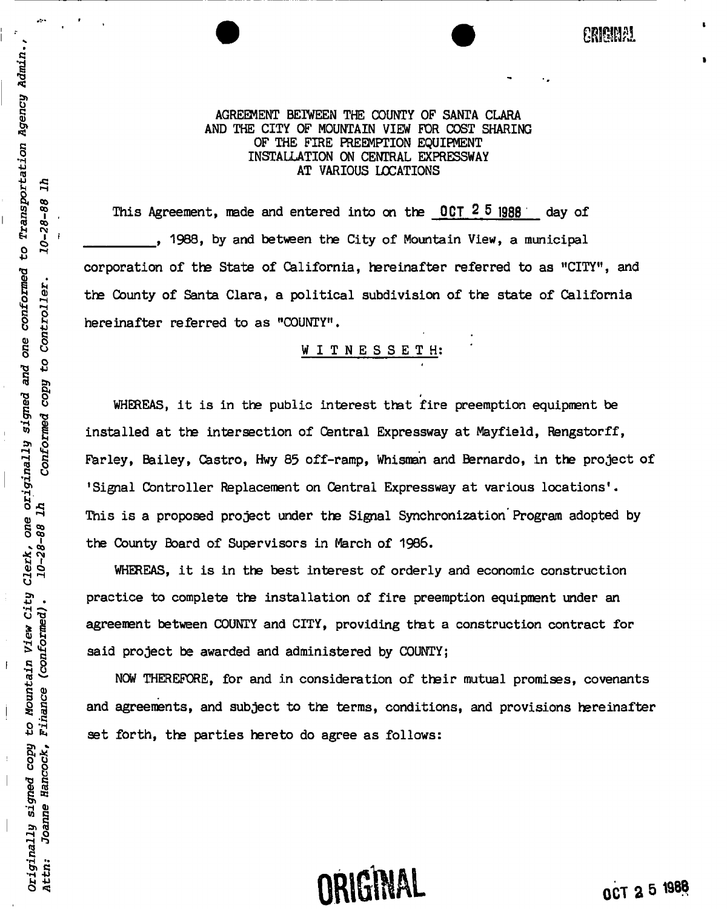ORIGINAL

*Originally signed copy to Mountain View City Clerk, one originally signed and one conformed to Transportation Agency Admin., Attn: Joanne Hancock, Finance (conformed). 10-28-88 lh Conformed copy to Controller. 10-28-88 lh*

# AGREEMENT BETWEEN THE COUNTY OF SANTA CLARA AND THE CITY OF MOUNTAIN VIEW FOR COST SHARING OF THE FIRE PREEMPTION EQUIPMENT INSTALLATION ON CENTRAL EXPRESSWAY AT VARIOUS LOCATIONS

This Agreement, made and entered into on the OCT 25 1988 day of ________, 1988, by and between the City of Mountain View, a municipal corporation of the State of California, hereinafter referred to as "CITY", and the County of Santa Clara, a political subdivision of the state of California hereinafter referred to as "COUNTY".

## WITNESSETH:

WHEREAS, it is in the public interest that fire preemption equipment be installed at the intersection of Central Expressway at Mayfield, Rengstorff, Farley, Bailey, Castro, Hwy 85 off-ramp, Whisman and Bernardo, in the project of 'Signal Controller Replacement on Central Expressway at various locations'. This is a proposed project under the Signal Synchronization Program adopted by the County Board of Supervisors in March of 1986.

WHEREAS, it is in the best interest of orderly and economic construction practice to complete the installation of fire preemption equipment under an agreement between COUNTY and CITY, providing that a construction contract for said project be awarded and administered by COUNTY;

NOW THEREFORE, for and in consideration of their mutual promises, covenants and agreements, and subject to the terms, conditions, and provisions hereinafter set forth, the parties hereto do agree as follows:

ORIGINAL

OCT 25 1988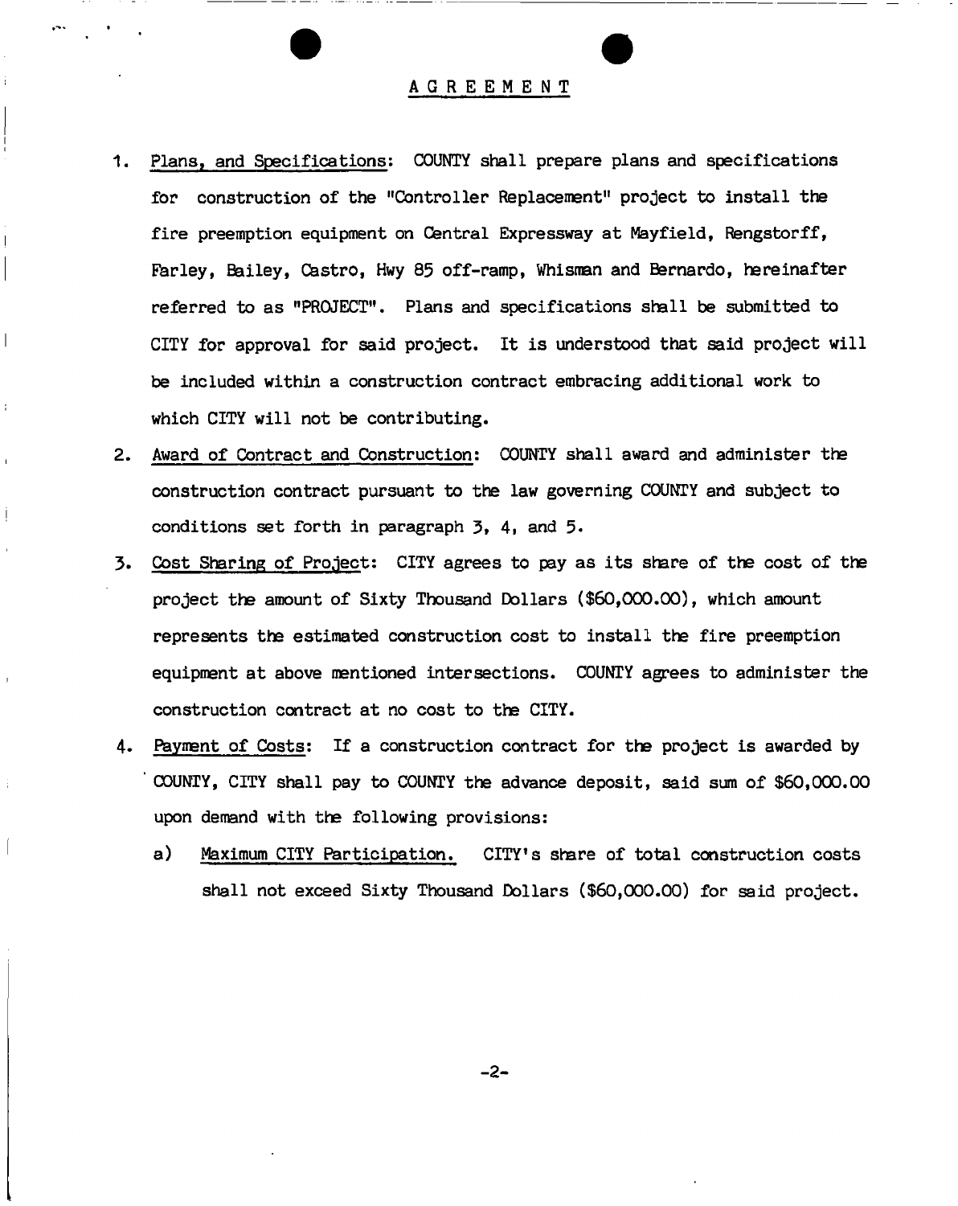# AGREEMENT

1. Plans, and Specifications: COUNTY shall prepare plans and specifications for construction of the "Controller Replacement" project to install the fire preemption equipment on Central Expressway at Mayfield, Rengstorff, Farley, Bailey, Castro, Hwy 85 off-ramp, Whisman and Bernardo, hereinafter referred to as "PROJECT". Plans and specifications shall be submitted to CITY for approval for said project. It is understood that said project will be included within a construction contract embracing additional work to which CITY will not be contributing.

2. Award of Contract and Construction: COUNTY shall award and administer the construction contract pursuant to the law governing COUNTY and subject to conditions set forth in paragraph 3, 4, and 5.

3. Cost Sharing of Project: CITY agrees to pay as its share of the cost of the project the amount of Sixty Thousand Dollars ($60,000.00), which amount represents the estimated construction cost to install the fire preemption equipment at above mentioned intersections. COUNTY agrees to administer the construction contract at no cost to the CITY.

4. Payment of Costs: If a construction contract for the project is awarded by COUNTY, CITY shall pay to COUNTY the advance deposit, said sum of $60,000.00 upon demand with the following provisions:

   a) Maximum CITY Participation. CITY's share of total construction costs shall not exceed Sixty Thousand Dollars ($60,000.00) for said project.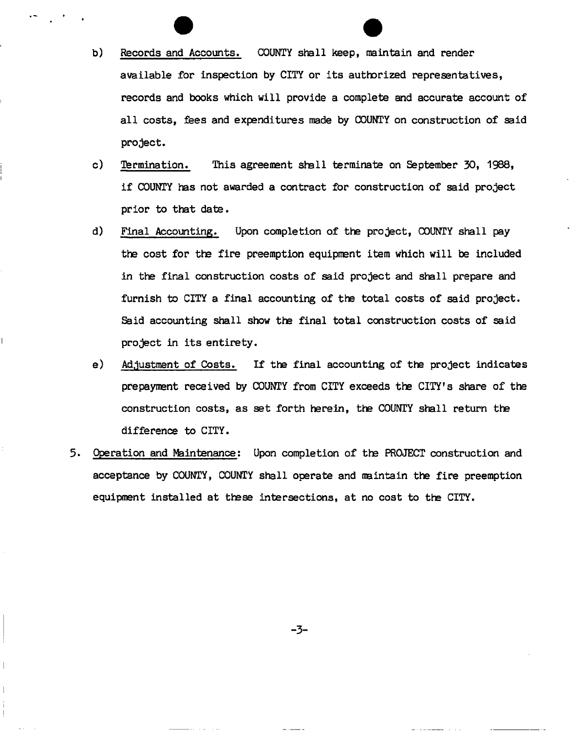b) <u>Records and Accounts.</u> COUNTY shall keep, maintain and render available for inspection by CITY or its authorized representatives, records and books which will provide a complete and accurate account of all costs, fees and expenditures made by COUNTY on construction of said project.

c) <u>Termination.</u> This agreement shall terminate on September 30, 1988, if COUNTY has not awarded a contract for construction of said project prior to that date.

d) <u>Final Accounting.</u> Upon completion of the project, COUNTY shall pay the cost for the fire preemption equipment item which will be included in the final construction costs of said project and shall prepare and furnish to CITY a final accounting of the total costs of said project. Said accounting shall show the final total construction costs of said project in its entirety.

e) <u>Adjustment of Costs.</u> If the final accounting of the project indicates prepayment received by COUNTY from CITY exceeds the CITY's share of the construction costs, as set forth herein, the COUNTY shall return the difference to CITY.

5. <u>Operation and Maintenance</u>: Upon completion of the PROJECT construction and acceptance by COUNTY, COUNTY shall operate and maintain the fire preemption equipment installed at these intersections, at no cost to the CITY.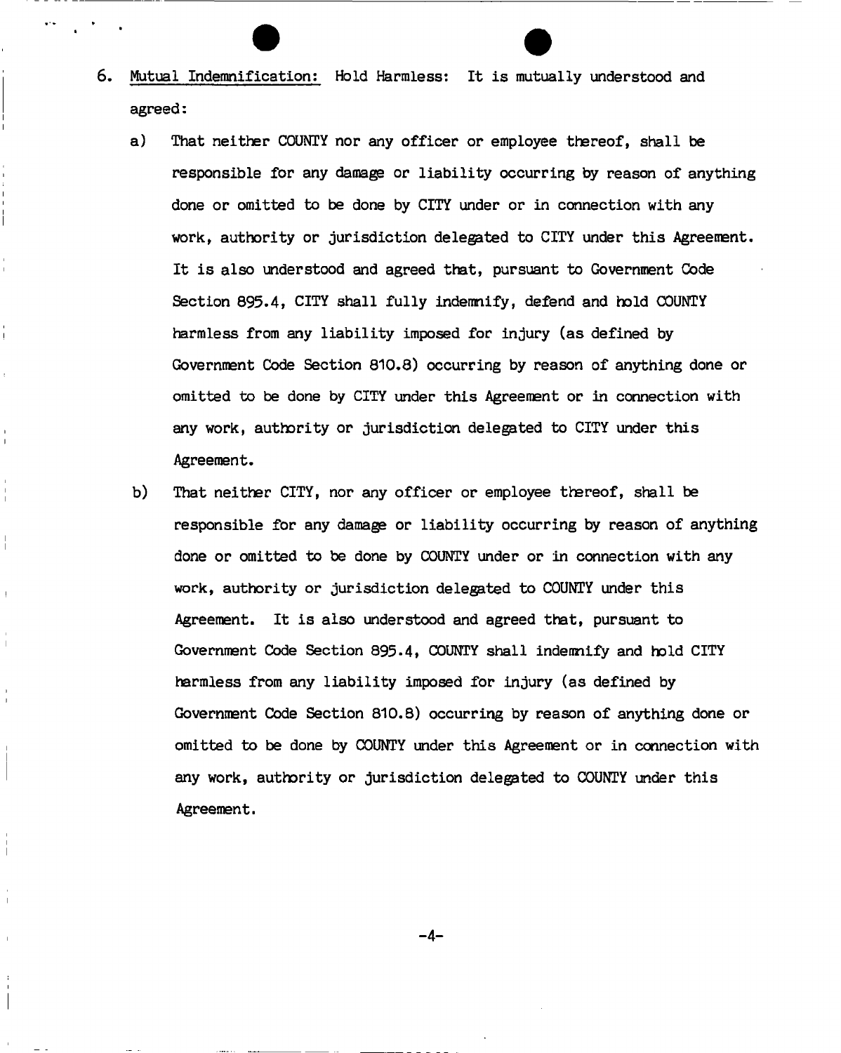6. Mutual Indemnification: Hold Harmless: It is mutually understood and agreed:

   a) That neither COUNTY nor any officer or employee thereof, shall be responsible for any damage or liability occurring by reason of anything done or omitted to be done by CITY under or in connection with any work, authority or jurisdiction delegated to CITY under this Agreement. It is also understood and agreed that, pursuant to Government Code Section 895.4, CITY shall fully indemnify, defend and hold COUNTY harmless from any liability imposed for injury (as defined by Government Code Section 810.8) occurring by reason of anything done or omitted to be done by CITY under this Agreement or in connection with any work, authority or jurisdiction delegated to CITY under this Agreement.

   b) That neither CITY, nor any officer or employee thereof, shall be responsible for any damage or liability occurring by reason of anything done or omitted to be done by COUNTY under or in connection with any work, authority or jurisdiction delegated to COUNTY under this Agreement. It is also understood and agreed that, pursuant to Government Code Section 895.4, COUNTY shall indemnify and hold CITY harmless from any liability imposed for injury (as defined by Government Code Section 810.8) occurring by reason of anything done or omitted to be done by COUNTY under this Agreement or in connection with any work, authority or jurisdiction delegated to COUNTY under this Agreement.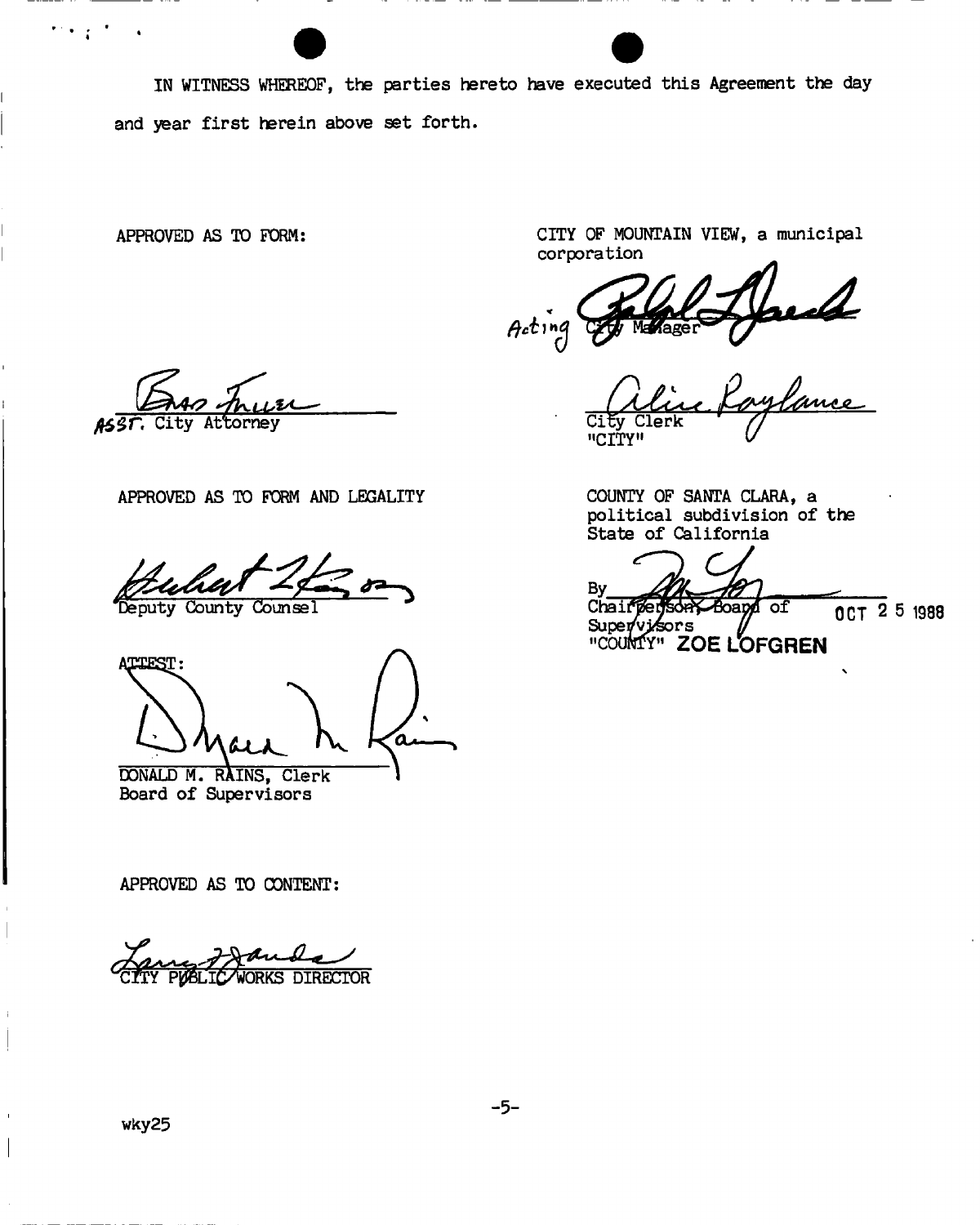IN WITNESS WHEREOF, the parties hereto have executed this Agreement the day and year first herein above set forth.

APPROVED AS TO FORM:

ASST. City Attorney

CITY OF MOUNTAIN VIEW, a municipal corporation

Acting City Manager

City Clerk
"CITY"

APPROVED AS TO FORM AND LEGALITY

Deputy County Counsel

COUNTY OF SANTA CLARA, a political subdivision of the State of California

By
Chairperson, Board of Supervisors
"COUNTY" ZOE LOFGREN

OCT 25 1988

ATTEST:

DONALD M. RAINS, Clerk
Board of Supervisors

APPROVED AS TO CONTENT:

CITY PUBLIC WORKS DIRECTOR

wky25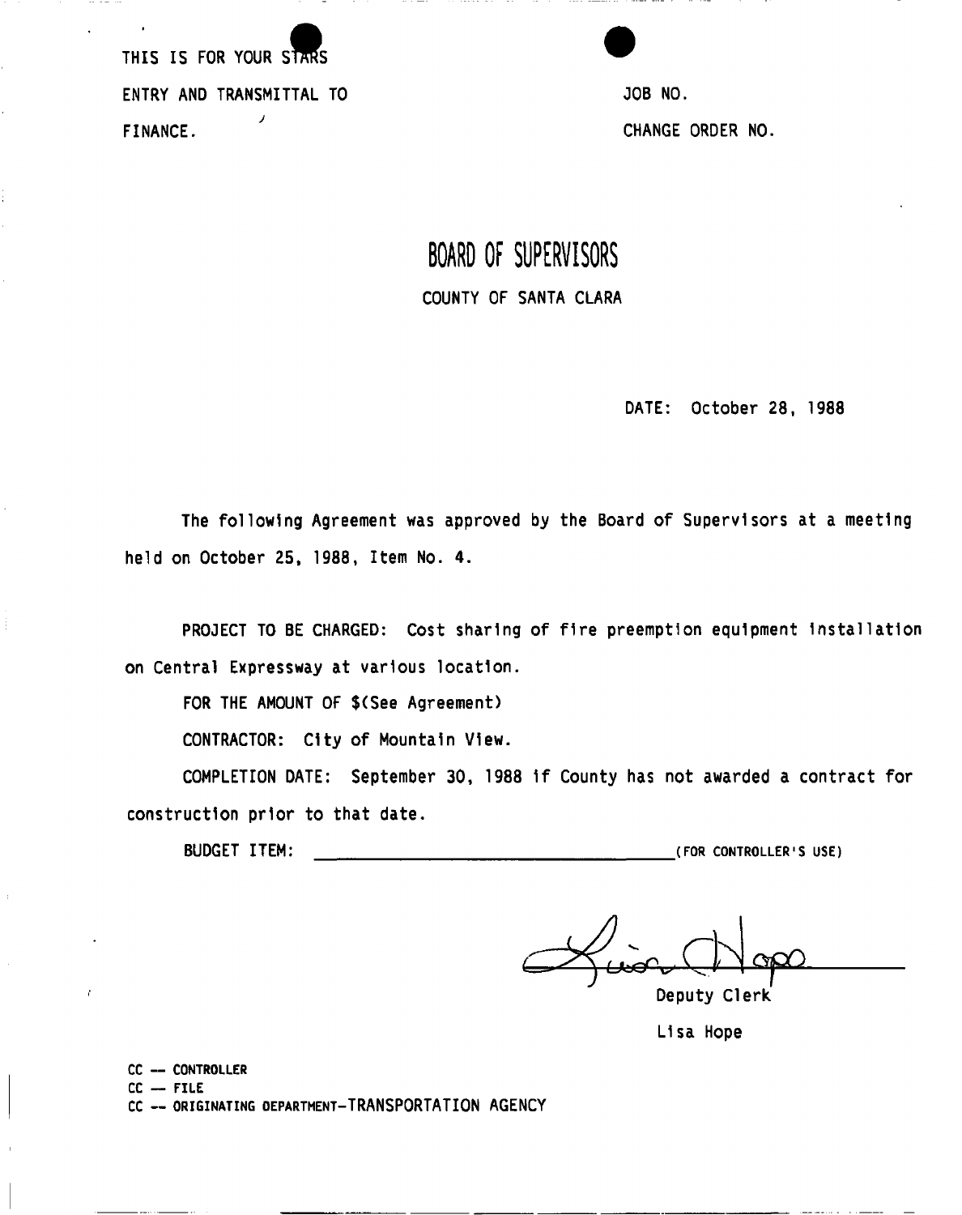THIS IS FOR YOUR STARS

ENTRY AND TRANSMITTAL TO

FINANCE.

JOB NO.

CHANGE ORDER NO.

# BOARD OF SUPERVISORS

COUNTY OF SANTA CLARA

DATE: October 28, 1988

The following Agreement was approved by the Board of Supervisors at a meeting held on October 25, 1988, Item No. 4.

PROJECT TO BE CHARGED: Cost sharing of fire preemption equipment installation on Central Expressway at various location.

FOR THE AMOUNT OF $(See Agreement)

CONTRACTOR: City of Mountain View.

COMPLETION DATE: September 30, 1988 if County has not awarded a contract for construction prior to that date.

BUDGET ITEM: ______________________ (FOR CONTROLLER'S USE)

Deputy Clerk

Lisa Hope

CC -- CONTROLLER
CC -- FILE
CC -- ORIGINATING DEPARTMENT-TRANSPORTATION AGENCY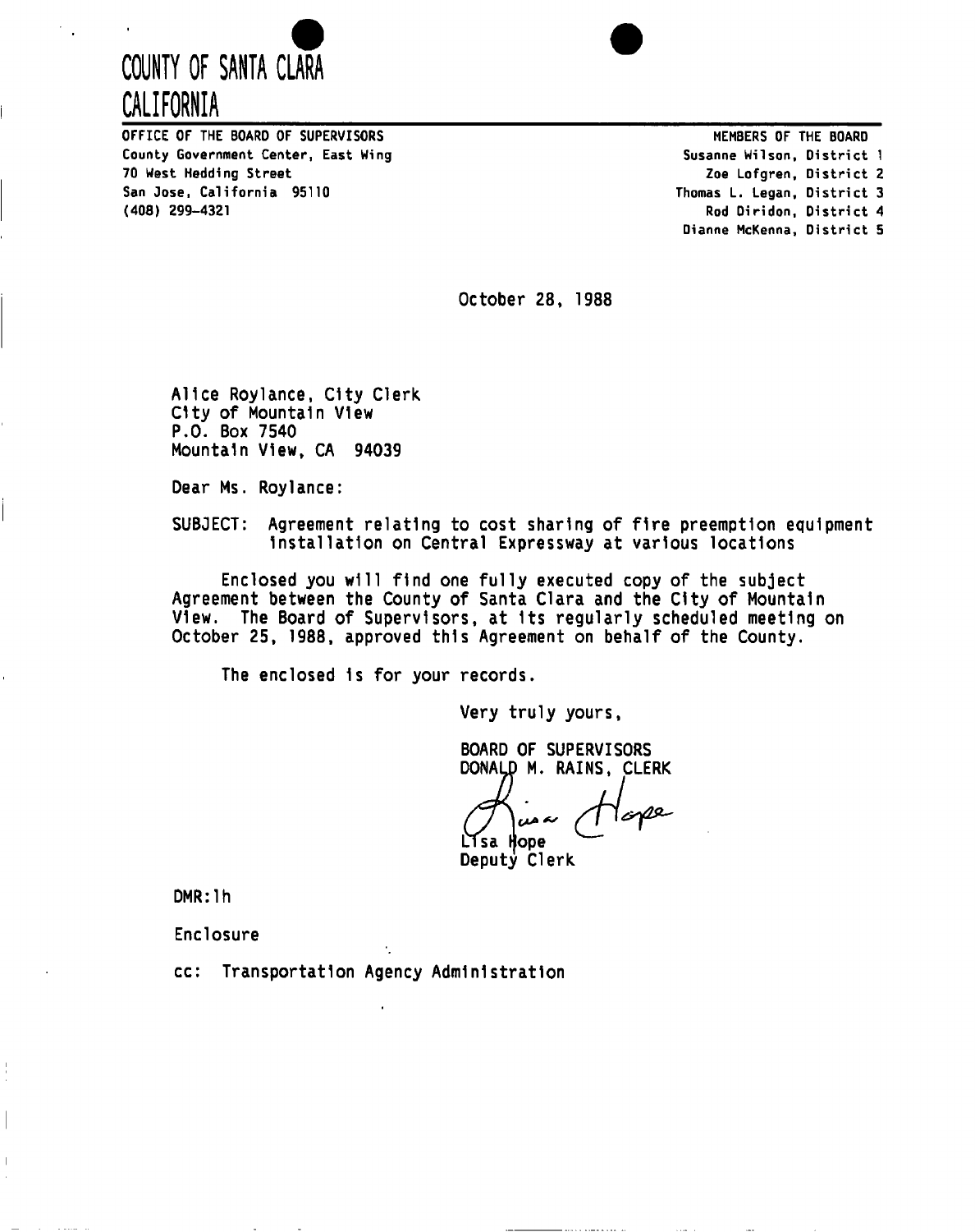# COUNTY OF SANTA CLARA
# CALIFORNIA

OFFICE OF THE BOARD OF SUPERVISORS
County Government Center, East Wing
70 West Hedding Street
San Jose, California 95110
(408) 299-4321

MEMBERS OF THE BOARD
Susanne Wilson, District 1
Zoe Lofgren, District 2
Thomas L. Legan, District 3
Rod Diridon, District 4
Dianne McKenna, District 5

October 28, 1988

Alice Roylance, City Clerk
City of Mountain View
P.O. Box 7540
Mountain View, CA 94039

Dear Ms. Roylance:

SUBJECT: Agreement relating to cost sharing of fire preemption equipment installation on Central Expressway at various locations

Enclosed you will find one fully executed copy of the subject Agreement between the County of Santa Clara and the City of Mountain View. The Board of Supervisors, at its regularly scheduled meeting on October 25, 1988, approved this Agreement on behalf of the County.

The enclosed is for your records.

Very truly yours,

BOARD OF SUPERVISORS
DONALD M. RAINS, CLERK

Lisa Hope
Deputy Clerk

DMR:lh

Enclosure

cc: Transportation Agency Administration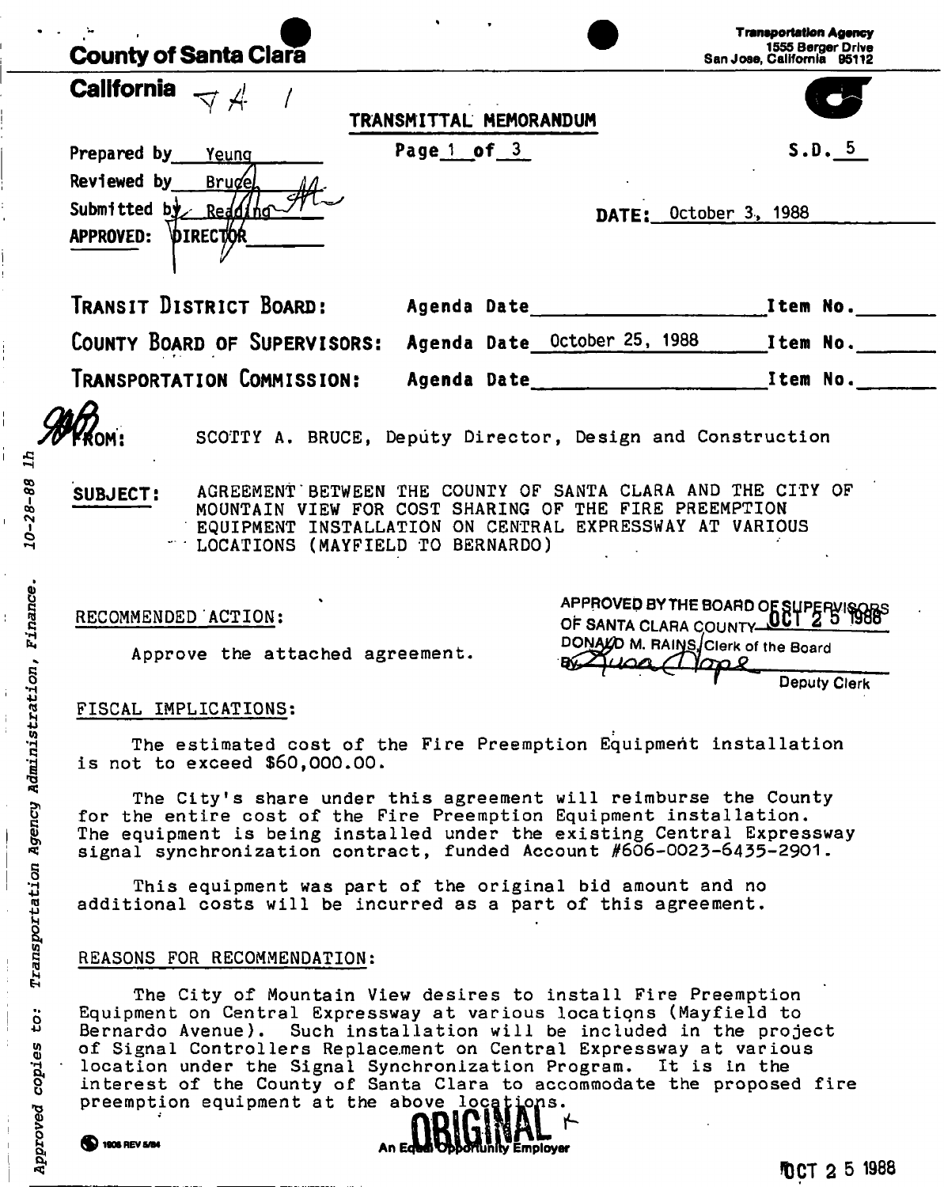**County of Santa Clara**

**California**

**Transportation Agency**
1555 Berger Drive
San Jose, California 95112

TRANSMITTAL MEMORANDUM

Page 1 of 3

S.D. 5

Prepared by Yeung
Reviewed by Bruce
Submitted by Reading
APPROVED: DIRECTOR

DATE: October 3, 1988

| | | |
|---|---|---|
| TRANSIT DISTRICT BOARD: | Agenda Date | Item No. |
| COUNTY BOARD OF SUPERVISORS: | Agenda Date October 25, 1988 | Item No. |
| TRANSPORTATION COMMISSION: | Agenda Date | Item No. |

FROM: SCOTTY A. BRUCE, Deputy Director, Design and Construction

SUBJECT: AGREEMENT BETWEEN THE COUNTY OF SANTA CLARA AND THE CITY OF MOUNTAIN VIEW FOR COST SHARING OF THE FIRE PREEMPTION EQUIPMENT INSTALLATION ON CENTRAL EXPRESSWAY AT VARIOUS LOCATIONS (MAYFIELD TO BERNARDO)

APPROVED BY THE BOARD OF SUPERVISORS OF SANTA CLARA COUNTY OCT 25 1988
DONALD M. RAINS, Clerk of the Board
By Deputy Clerk

RECOMMENDED ACTION:

Approve the attached agreement.

FISCAL IMPLICATIONS:

The estimated cost of the Fire Preemption Equipment installation is not to exceed $60,000.00.

The City's share under this agreement will reimburse the County for the entire cost of the Fire Preemption Equipment installation. The equipment is being installed under the existing Central Expressway signal synchronization contract, funded Account #606-0023-6435-2901.

This equipment was part of the original bid amount and no additional costs will be incurred as a part of this agreement.

REASONS FOR RECOMMENDATION:

The City of Mountain View desires to install Fire Preemption Equipment on Central Expressway at various locations (Mayfield to Bernardo Avenue). Such installation will be included in the project of Signal Controllers Replacement on Central Expressway at various location under the Signal Synchronization Program. It is in the interest of the County of Santa Clara to accommodate the proposed fire preemption equipment at the above locations.

*Approved copies to: Transportation Agency Administration, Finance. 10-28-88 lh*

ORIGINAL

OCT 25 1988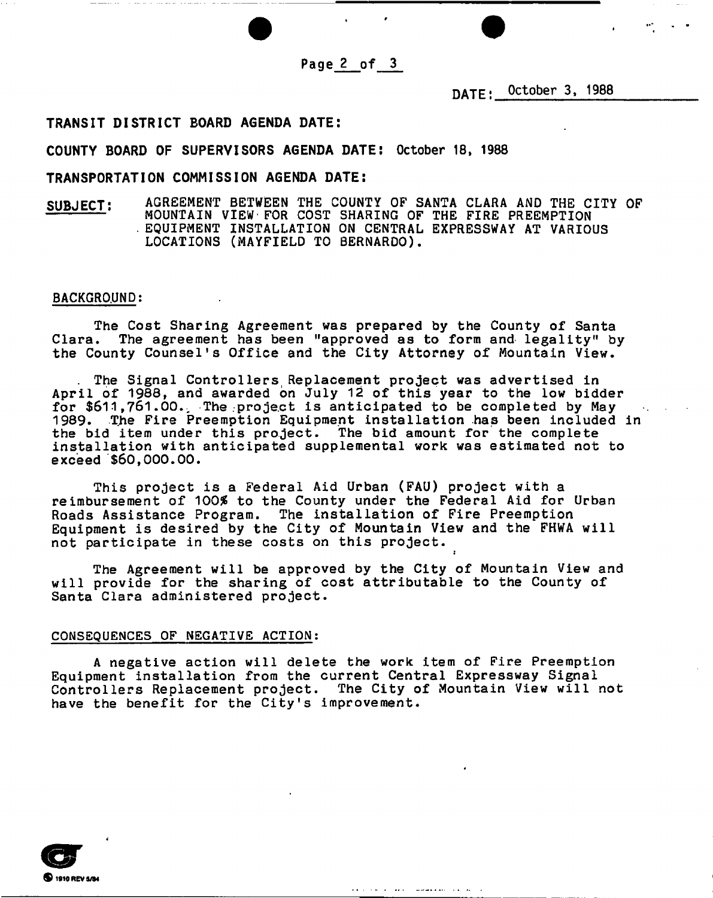DATE: October 3, 1988

**TRANSIT DISTRICT BOARD AGENDA DATE:**

**COUNTY BOARD OF SUPERVISORS AGENDA DATE: October 18, 1988**

**TRANSPORTATION COMMISSION AGENDA DATE:**

**SUBJECT:** AGREEMENT BETWEEN THE COUNTY OF SANTA CLARA AND THE CITY OF MOUNTAIN VIEW FOR COST SHARING OF THE FIRE PREEMPTION EQUIPMENT INSTALLATION ON CENTRAL EXPRESSWAY AT VARIOUS LOCATIONS (MAYFIELD TO BERNARDO).

BACKGROUND:

The Cost Sharing Agreement was prepared by the County of Santa Clara. The agreement has been "approved as to form and legality" by the County Counsel's Office and the City Attorney of Mountain View.

The Signal Controllers Replacement project was advertised in April of 1988, and awarded on July 12 of this year to the low bidder for $611,761.00. The project is anticipated to be completed by May 1989. The Fire Preemption Equipment installation has been included in the bid item under this project. The bid amount for the complete installation with anticipated supplemental work was estimated not to exceed $60,000.00.

This project is a Federal Aid Urban (FAU) project with a reimbursement of 100% to the County under the Federal Aid for Urban Roads Assistance Program. The installation of Fire Preemption Equipment is desired by the City of Mountain View and the FHWA will not participate in these costs on this project.

The Agreement will be approved by the City of Mountain View and will provide for the sharing of cost attributable to the County of Santa Clara administered project.

CONSEQUENCES OF NEGATIVE ACTION:

A negative action will delete the work item of Fire Preemption Equipment installation from the current Central Expressway Signal Controllers Replacement project. The City of Mountain View will not have the benefit for the City's improvement.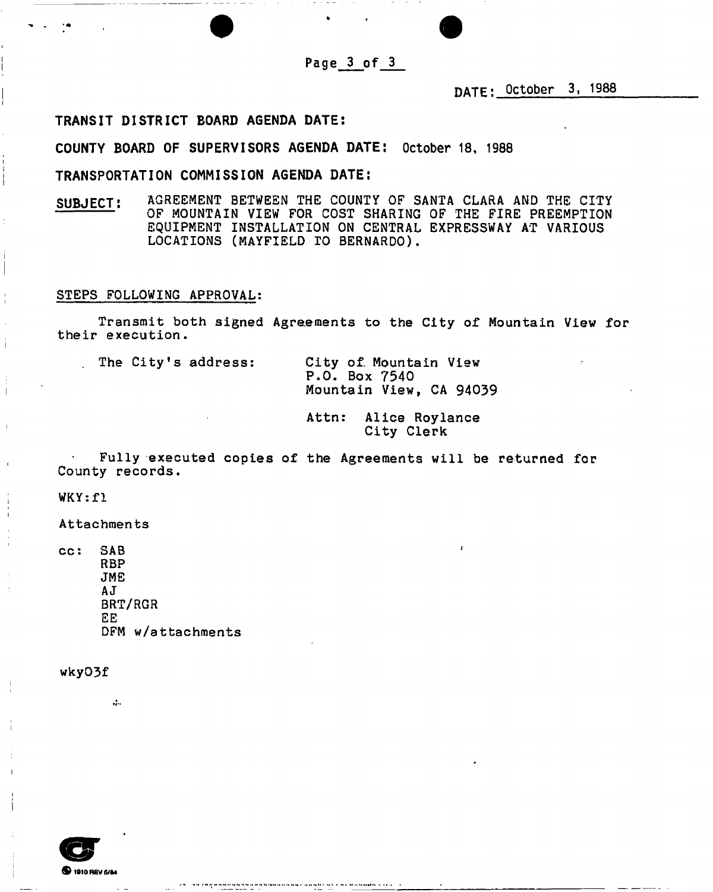DATE: October 3, 1988

**TRANSIT DISTRICT BOARD AGENDA DATE:**

**COUNTY BOARD OF SUPERVISORS AGENDA DATE:** October 18, 1988

**TRANSPORTATION COMMISSION AGENDA DATE:**

**SUBJECT:** AGREEMENT BETWEEN THE COUNTY OF SANTA CLARA AND THE CITY OF MOUNTAIN VIEW FOR COST SHARING OF THE FIRE PREEMPTION EQUIPMENT INSTALLATION ON CENTRAL EXPRESSWAY AT VARIOUS LOCATIONS (MAYFIELD TO BERNARDO).

STEPS FOLLOWING APPROVAL:

Transmit both signed Agreements to the City of Mountain View for their execution.

The City's address:

City of Mountain View
P.O. Box 7540
Mountain View, CA 94039

Attn: Alice Roylance
City Clerk

Fully executed copies of the Agreements will be returned for County records.

WKY:fl

Attachments

cc: SAB
RBP
JME
AJ
BRT/RGR
EE
DFM w/attachments

wky03f

1910 REV 6/84